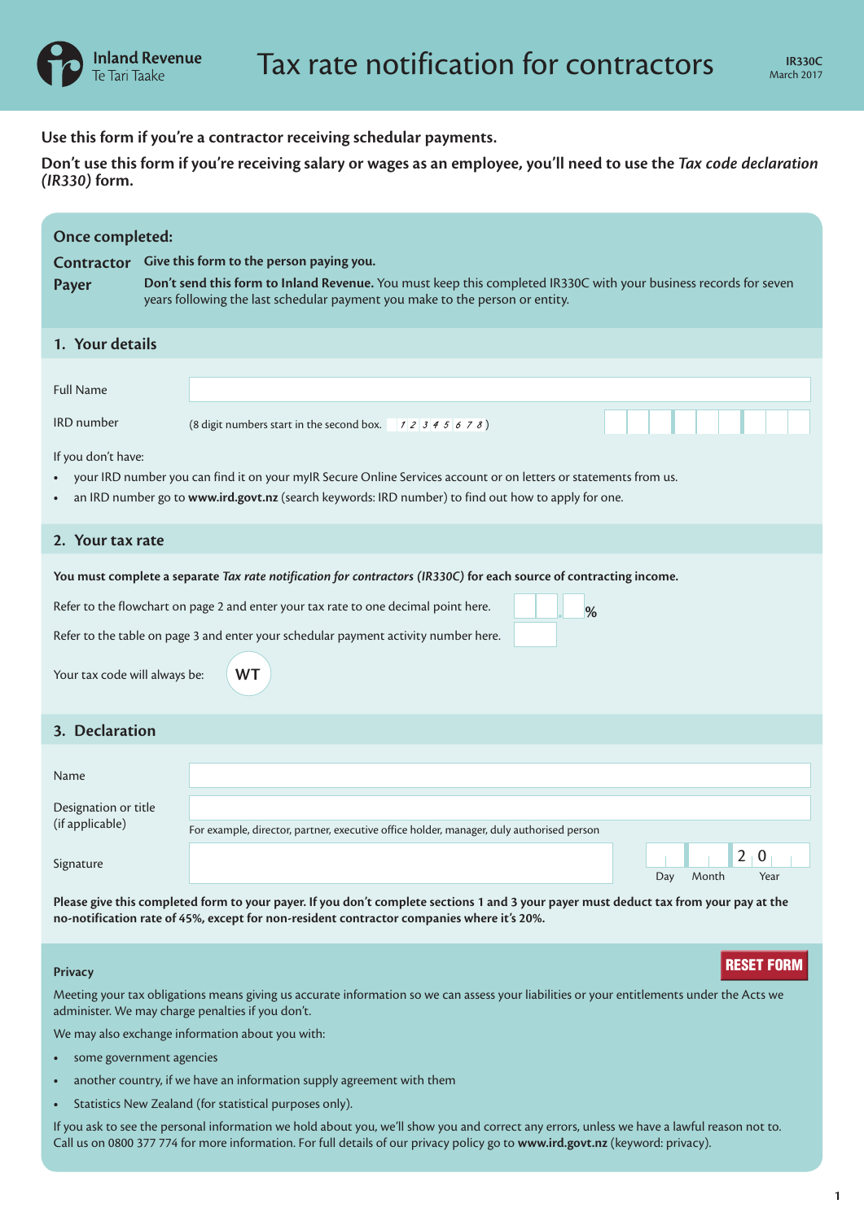Inland Revenue
Te Tari Taake

# Tax rate notification for contractors

IR330C
March 2017

**Use this form if you're a contractor receiving schedular payments.**

**Don't use this form if you're receiving salary or wages as an employee, you'll need to use the *Tax code declaration (IR330)* form.**

## Once completed:

**Contractor** **Give this form to the person paying you.**

**Payer** **Don't send this form to Inland Revenue.** You must keep this completed IR330C with your business records for seven years following the last schedular payment you make to the person or entity.

## 1. Your details

Full Name

IRD number (8 digit numbers start in the second box. 1 2 3 4 5 6 7 8)

If you don't have:

- your IRD number you can find it on your myIR Secure Online Services account or on letters or statements from us.
- an IRD number go to **www.ird.govt.nz** (search keywords: IRD number) to find out how to apply for one.

## 2. Your tax rate

**You must complete a separate *Tax rate notification for contractors (IR330C)* for each source of contracting income.**

Refer to the flowchart on page 2 and enter your tax rate to one decimal point here. %

Refer to the table on page 3 and enter your schedular payment activity number here.

Your tax code will always be: **WT**

## 3. Declaration

Name

Designation or title (if applicable)

For example, director, partner, executive office holder, manager, duly authorised person

Signature

Day Month Year 2 0

**Please give this completed form to your payer. If you don't complete sections 1 and 3 your payer must deduct tax from your pay at the no-notification rate of 45%, except for non-resident contractor companies where it's 20%.**

RESET FORM

### Privacy

Meeting your tax obligations means giving us accurate information so we can assess your liabilities or your entitlements under the Acts we administer. We may charge penalties if you don't.

We may also exchange information about you with:

- some government agencies
- another country, if we have an information supply agreement with them
- Statistics New Zealand (for statistical purposes only).

If you ask to see the personal information we hold about you, we'll show you and correct any errors, unless we have a lawful reason not to. Call us on 0800 377 774 for more information. For full details of our privacy policy go to **www.ird.govt.nz** (keyword: privacy).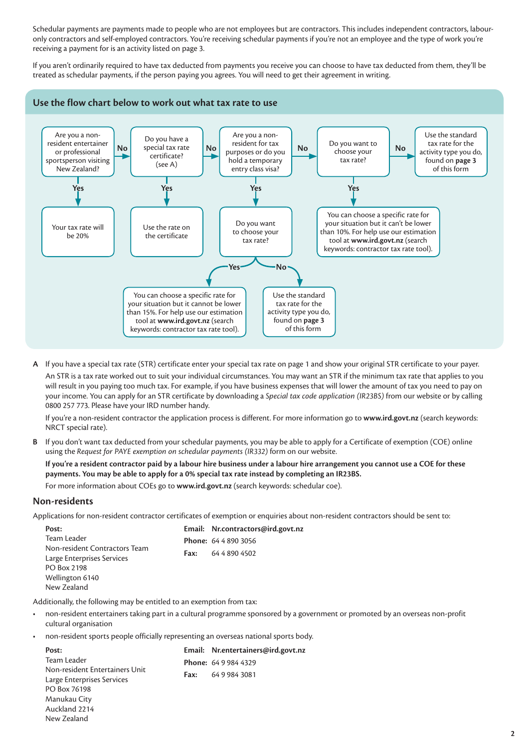Schedular payments are payments made to people who are not employees but are contractors. This includes independent contractors, labour-only contractors and self-employed contractors. You're receiving schedular payments if you're not an employee and the type of work you're receiving a payment for is an activity listed on page 3.

If you aren't ordinarily required to have tax deducted from payments you receive you can choose to have tax deducted from them, they'll be treated as schedular payments, if the person paying you agrees. You will need to get their agreement in writing.

## Use the flow chart below to work out what tax rate to use

- Are you a non-resident entertainer or professional sportsperson visiting New Zealand?
  - **Yes**: Your tax rate will be 20%
  - **No**: Do you have a special tax rate certificate? (see A)
    - **Yes**: Use the rate on the certificate
    - **No**: Are you a non-resident for tax purposes or do you hold a temporary entry class visa?
      - **Yes**: Do you want to choose your tax rate?
        - **Yes**: You can choose a specific rate for your situation but it cannot be lower than 15%. For help use our estimation tool at **www.ird.govt.nz** (search keywords: contractor tax rate tool).
        - **No**: Use the standard tax rate for the activity type you do, found on **page 3** of this form
      - **No**: Do you want to choose your tax rate?
        - **Yes**: You can choose a specific rate for your situation but it can't be lower than 10%. For help use our estimation tool at **www.ird.govt.nz** (search keywords: contractor tax rate tool).
        - **No**: Use the standard tax rate for the activity type you do, found on **page 3** of this form

**A** If you have a special tax rate (STR) certificate enter your special tax rate on page 1 and show your original STR certificate to your payer.

An STR is a tax rate worked out to suit your individual circumstances. You may want an STR if the minimum tax rate that applies to you will result in you paying too much tax. For example, if you have business expenses that will lower the amount of tax you need to pay on your income. You can apply for an STR certificate by downloading a *Special tax code application (IR23BS)* from our website or by calling 0800 257 773. Please have your IRD number handy.

If you're a non-resident contractor the application process is different. For more information go to **www.ird.govt.nz** (search keywords: NRCT special rate).

**B** If you don't want tax deducted from your schedular payments, you may be able to apply for a Certificate of exemption (COE) online using the *Request for PAYE exemption on schedular payments (IR332)* form on our website.

**If you're a resident contractor paid by a labour hire business under a labour hire arrangement you cannot use a COE for these payments. You may be able to apply for a 0% special tax rate instead by completing an IR23BS.**

For more information about COEs go to **www.ird.govt.nz** (search keywords: schedular coe).

## Non-residents

Applications for non-resident contractor certificates of exemption or enquiries about non-resident contractors should be sent to:

**Post:**
Team Leader
Non-resident Contractors Team
Large Enterprises Services
PO Box 2198
Wellington 6140
New Zealand

**Email:** **Nr.contractors@ird.govt.nz**
**Phone:** 64 4 890 3056
**Fax:** 64 4 890 4502

Additionally, the following may be entitled to an exemption from tax:

- non-resident entertainers taking part in a cultural programme sponsored by a government or promoted by an overseas non-profit cultural organisation
- non-resident sports people officially representing an overseas national sports body.

**Post:**
Team Leader
Non-resident Entertainers Unit
Large Enterprises Services
PO Box 76198
Manukau City
Auckland 2214
New Zealand

**Email:** **Nr.entertainers@ird.govt.nz**
**Phone:** 64 9 984 4329
**Fax:** 64 9 984 3081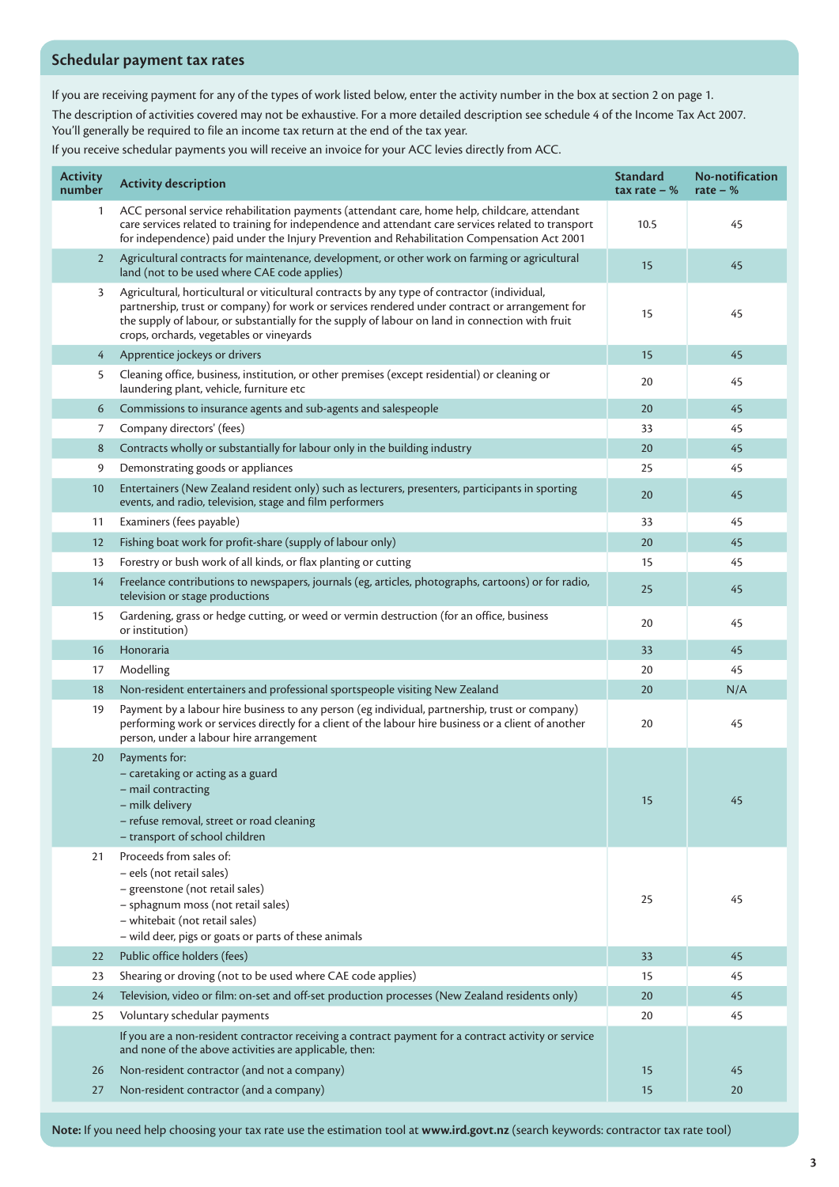## Schedular payment tax rates

If you are receiving payment for any of the types of work listed below, enter the activity number in the box at section 2 on page 1.

The description of activities covered may not be exhaustive. For a more detailed description see schedule 4 of the Income Tax Act 2007.
You'll generally be required to file an income tax return at the end of the tax year.

If you receive schedular payments you will receive an invoice for your ACC levies directly from ACC.

| Activity number | Activity description | Standard tax rate – % | No-notification rate – % |
|---|---|---|---|
| 1 | ACC personal service rehabilitation payments (attendant care, home help, childcare, attendant care services related to training for independence and attendant care services related to transport for independence) paid under the Injury Prevention and Rehabilitation Compensation Act 2001 | 10.5 | 45 |
| 2 | Agricultural contracts for maintenance, development, or other work on farming or agricultural land (not to be used where CAE code applies) | 15 | 45 |
| 3 | Agricultural, horticultural or viticultural contracts by any type of contractor (individual, partnership, trust or company) for work or services rendered under contract or arrangement for the supply of labour, or substantially for the supply of labour on land in connection with fruit crops, orchards, vegetables or vineyards | 15 | 45 |
| 4 | Apprentice jockeys or drivers | 15 | 45 |
| 5 | Cleaning office, business, institution, or other premises (except residential) or cleaning or laundering plant, vehicle, furniture etc | 20 | 45 |
| 6 | Commissions to insurance agents and sub-agents and salespeople | 20 | 45 |
| 7 | Company directors' (fees) | 33 | 45 |
| 8 | Contracts wholly or substantially for labour only in the building industry | 20 | 45 |
| 9 | Demonstrating goods or appliances | 25 | 45 |
| 10 | Entertainers (New Zealand resident only) such as lecturers, presenters, participants in sporting events, and radio, television, stage and film performers | 20 | 45 |
| 11 | Examiners (fees payable) | 33 | 45 |
| 12 | Fishing boat work for profit-share (supply of labour only) | 20 | 45 |
| 13 | Forestry or bush work of all kinds, or flax planting or cutting | 15 | 45 |
| 14 | Freelance contributions to newspapers, journals (eg, articles, photographs, cartoons) or for radio, television or stage productions | 25 | 45 |
| 15 | Gardening, grass or hedge cutting, or weed or vermin destruction (for an office, business or institution) | 20 | 45 |
| 16 | Honoraria | 33 | 45 |
| 17 | Modelling | 20 | 45 |
| 18 | Non-resident entertainers and professional sportspeople visiting New Zealand | 20 | N/A |
| 19 | Payment by a labour hire business to any person (eg individual, partnership, trust or company) performing work or services directly for a client of the labour hire business or a client of another person, under a labour hire arrangement | 20 | 45 |
| 20 | Payments for:<br>– caretaking or acting as a guard<br>– mail contracting<br>– milk delivery<br>– refuse removal, street or road cleaning<br>– transport of school children | 15 | 45 |
| 21 | Proceeds from sales of:<br>– eels (not retail sales)<br>– greenstone (not retail sales)<br>– sphagnum moss (not retail sales)<br>– whitebait (not retail sales)<br>– wild deer, pigs or goats or parts of these animals | 25 | 45 |
| 22 | Public office holders (fees) | 33 | 45 |
| 23 | Shearing or droving (not to be used where CAE code applies) | 15 | 45 |
| 24 | Television, video or film: on-set and off-set production processes (New Zealand residents only) | 20 | 45 |
| 25 | Voluntary schedular payments | 20 | 45 |
| | If you are a non-resident contractor receiving a contract payment for a contract activity or service and none of the above activities are applicable, then: | | |
| 26 | Non-resident contractor (and not a company) | 15 | 45 |
| 27 | Non-resident contractor (and a company) | 15 | 20 |

**Note:** If you need help choosing your tax rate use the estimation tool at **www.ird.govt.nz** (search keywords: contractor tax rate tool)